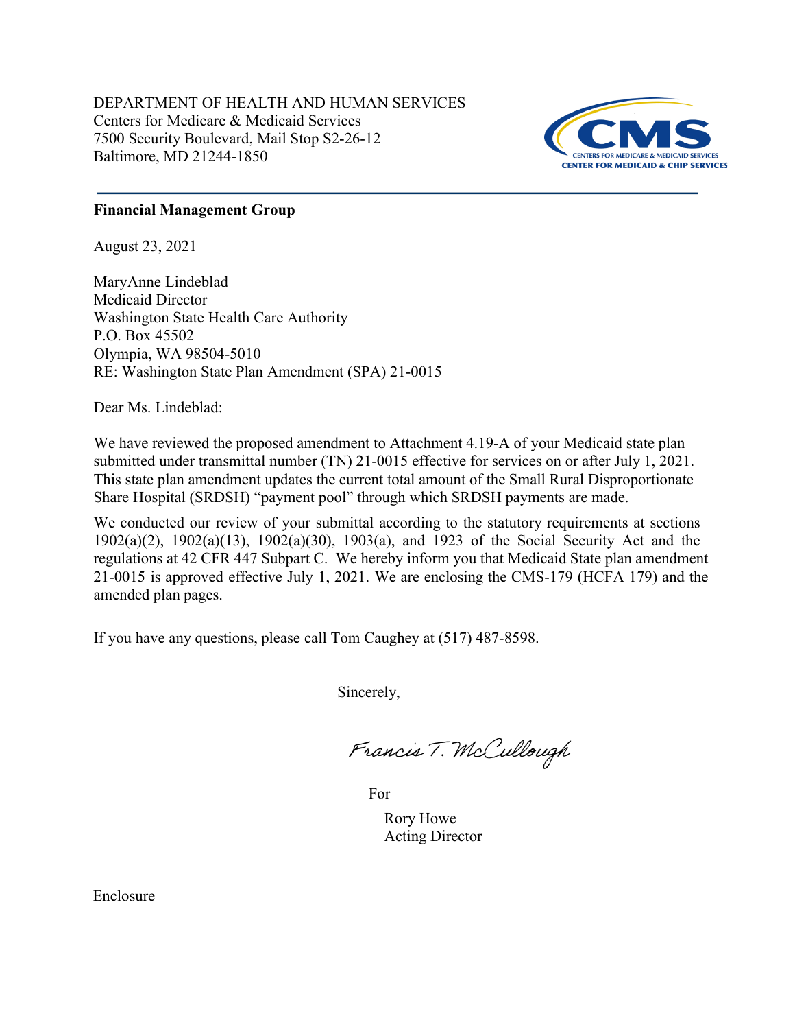DEPARTMENT OF HEALTH AND HUMAN SERVICES
Centers for Medicare & Medicaid Services
7500 Security Boulevard, Mail Stop S2-26-12
Baltimore, MD 21244-1850

CMS
CENTERS FOR MEDICARE & MEDICAID SERVICES
CENTER FOR MEDICAID & CHIP SERVICES

**Financial Management Group**

August 23, 2021

MaryAnne Lindeblad
Medicaid Director
Washington State Health Care Authority
P.O. Box 45502
Olympia, WA 98504-5010
RE: Washington State Plan Amendment (SPA) 21-0015

Dear Ms. Lindeblad:

We have reviewed the proposed amendment to Attachment 4.19-A of your Medicaid state plan submitted under transmittal number (TN) 21-0015 effective for services on or after July 1, 2021. This state plan amendment updates the current total amount of the Small Rural Disproportionate Share Hospital (SRDSH) "payment pool" through which SRDSH payments are made.

We conducted our review of your submittal according to the statutory requirements at sections 1902(a)(2), 1902(a)(13), 1902(a)(30), 1903(a), and 1923 of the Social Security Act and the regulations at 42 CFR 447 Subpart C. We hereby inform you that Medicaid State plan amendment 21-0015 is approved effective July 1, 2021. We are enclosing the CMS-179 (HCFA 179) and the amended plan pages.

If you have any questions, please call Tom Caughey at (517) 487-8598.

Sincerely,

Francis T. McCullough

For

Rory Howe
Acting Director

Enclosure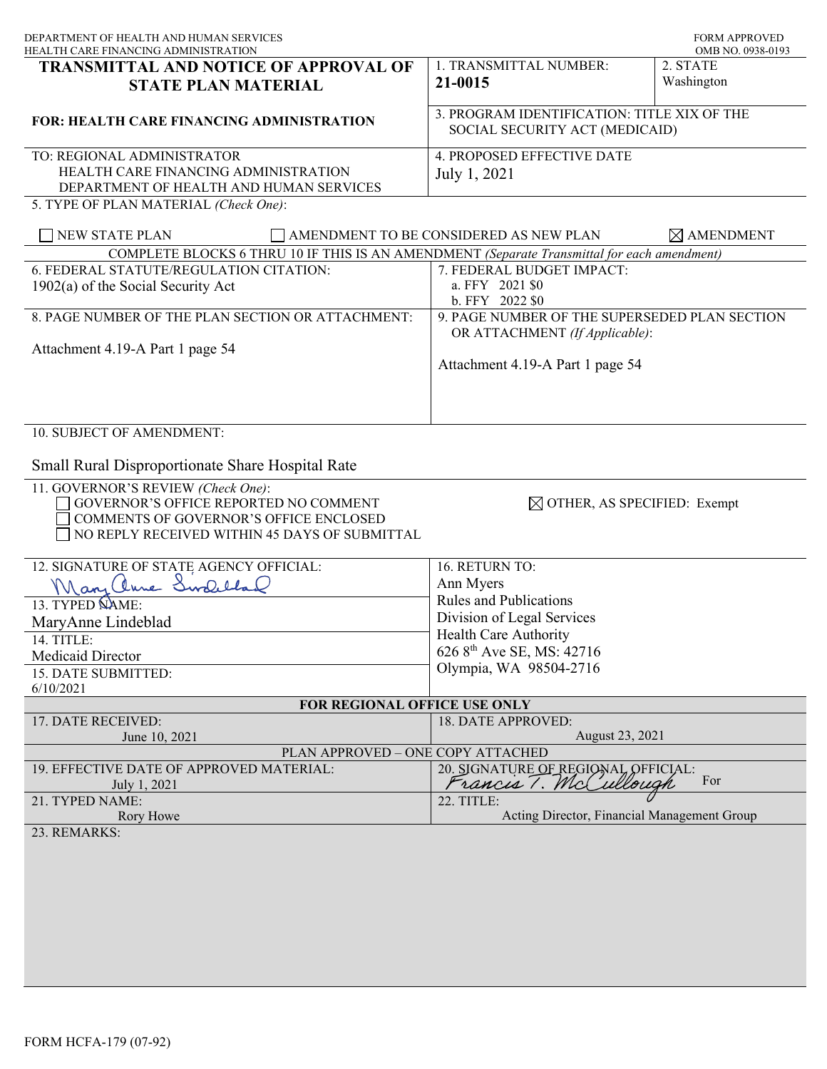DEPARTMENT OF HEALTH AND HUMAN SERVICES
HEALTH CARE FINANCING ADMINISTRATION

FORM APPROVED
OMB NO. 0938-0193

# TRANSMITTAL AND NOTICE OF APPROVAL OF STATE PLAN MATERIAL

**FOR: HEALTH CARE FINANCING ADMINISTRATION**

1. TRANSMITTAL NUMBER: **21-0015**

2. STATE: Washington

3. PROGRAM IDENTIFICATION: TITLE XIX OF THE SOCIAL SECURITY ACT (MEDICAID)

TO: REGIONAL ADMINISTRATOR
HEALTH CARE FINANCING ADMINISTRATION
DEPARTMENT OF HEALTH AND HUMAN SERVICES

4. PROPOSED EFFECTIVE DATE: July 1, 2021

5. TYPE OF PLAN MATERIAL *(Check One)*:

☐ NEW STATE PLAN ☐ AMENDMENT TO BE CONSIDERED AS NEW PLAN ☒ AMENDMENT

COMPLETE BLOCKS 6 THRU 10 IF THIS IS AN AMENDMENT *(Separate Transmittal for each amendment)*

6. FEDERAL STATUTE/REGULATION CITATION:
1902(a) of the Social Security Act

7. FEDERAL BUDGET IMPACT:
a. FFY 2021 $0
b. FFY 2022 $0

8. PAGE NUMBER OF THE PLAN SECTION OR ATTACHMENT:
Attachment 4.19-A Part 1 page 54

9. PAGE NUMBER OF THE SUPERSEDED PLAN SECTION OR ATTACHMENT *(If Applicable)*:
Attachment 4.19-A Part 1 page 54

10. SUBJECT OF AMENDMENT:

Small Rural Disproportionate Share Hospital Rate

11. GOVERNOR'S REVIEW *(Check One)*:
☐ GOVERNOR'S OFFICE REPORTED NO COMMENT
☐ COMMENTS OF GOVERNOR'S OFFICE ENCLOSED
☐ NO REPLY RECEIVED WITHIN 45 DAYS OF SUBMITTAL
☒ OTHER, AS SPECIFIED: Exempt

12. SIGNATURE OF STATE AGENCY OFFICIAL: MaryAnne Lindeblad

13. TYPED NAME: MaryAnne Lindeblad

14. TITLE: Medicaid Director

15. DATE SUBMITTED: 6/10/2021

16. RETURN TO:
Ann Myers
Rules and Publications
Division of Legal Services
Health Care Authority
626 8th Ave SE, MS: 42716
Olympia, WA 98504-2716

**FOR REGIONAL OFFICE USE ONLY**

17. DATE RECEIVED: June 10, 2021

18. DATE APPROVED: August 23, 2021

PLAN APPROVED – ONE COPY ATTACHED

19. EFFECTIVE DATE OF APPROVED MATERIAL: July 1, 2021

20. SIGNATURE OF REGIONAL OFFICIAL: Francis T. McCullough For

21. TYPED NAME: Rory Howe

22. TITLE: Acting Director, Financial Management Group

23. REMARKS:

FORM HCFA-179 (07-92)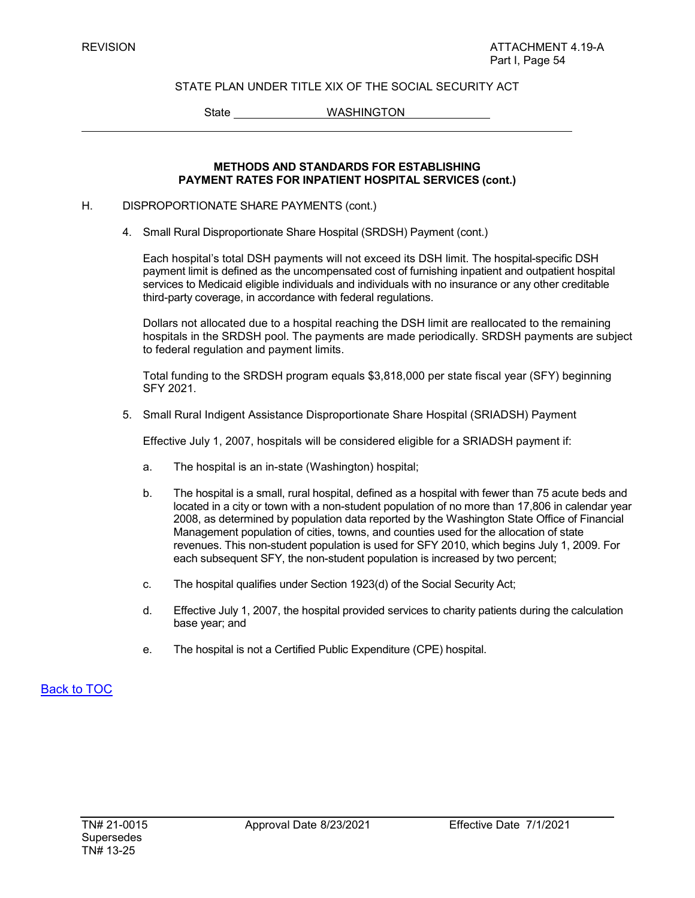**METHODS AND STANDARDS FOR ESTABLISHING PAYMENT RATES FOR INPATIENT HOSPITAL SERVICES (cont.)**

H. DISPROPORTIONATE SHARE PAYMENTS (cont.)

4. Small Rural Disproportionate Share Hospital (SRDSH) Payment (cont.)

   Each hospital's total DSH payments will not exceed its DSH limit. The hospital-specific DSH payment limit is defined as the uncompensated cost of furnishing inpatient and outpatient hospital services to Medicaid eligible individuals and individuals with no insurance or any other creditable third-party coverage, in accordance with federal regulations.

   Dollars not allocated due to a hospital reaching the DSH limit are reallocated to the remaining hospitals in the SRDSH pool. The payments are made periodically. SRDSH payments are subject to federal regulation and payment limits.

   Total funding to the SRDSH program equals $3,818,000 per state fiscal year (SFY) beginning SFY 2021.

5. Small Rural Indigent Assistance Disproportionate Share Hospital (SRIADSH) Payment

   Effective July 1, 2007, hospitals will be considered eligible for a SRIADSH payment if:

   a. The hospital is an in-state (Washington) hospital;

   b. The hospital is a small, rural hospital, defined as a hospital with fewer than 75 acute beds and located in a city or town with a non-student population of no more than 17,806 in calendar year 2008, as determined by population data reported by the Washington State Office of Financial Management population of cities, towns, and counties used for the allocation of state revenues. This non-student population is used for SFY 2010, which begins July 1, 2009. For each subsequent SFY, the non-student population is increased by two percent;

   c. The hospital qualifies under Section 1923(d) of the Social Security Act;

   d. Effective July 1, 2007, the hospital provided services to charity patients during the calculation base year; and

   e. The hospital is not a Certified Public Expenditure (CPE) hospital.

Back to TOC

TN# 21-0015 Approval Date 8/23/2021 Effective Date 7/1/2021
Supersedes
TN# 13-25